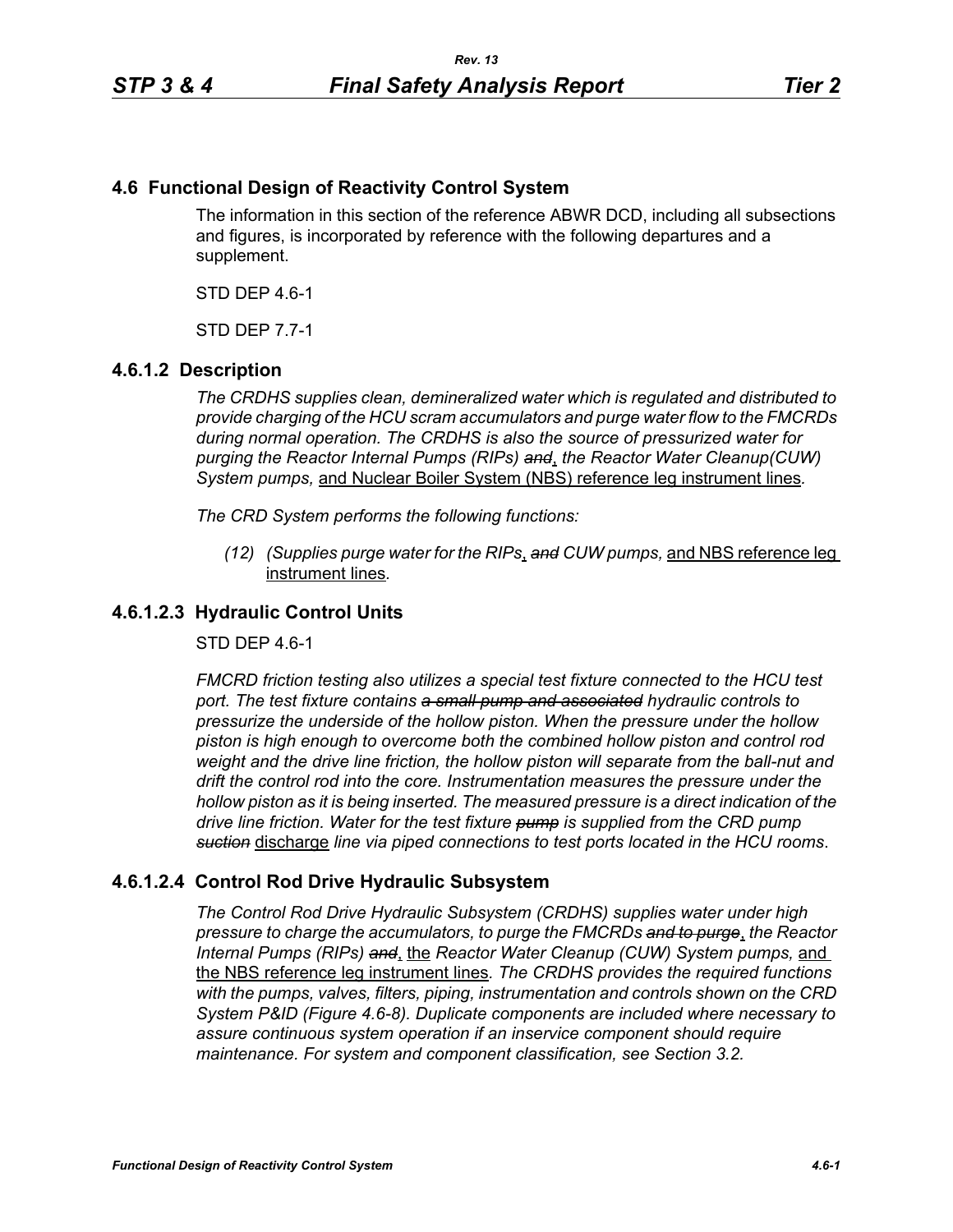## 4.6 Functional Design of Reactivity Control System

The information in this section of the reference ABWR DCD, including all subsections and figures, is incorporated by reference with the following departures and a supplement.

STD DEP 4.6-1

STD DEP 7.7-1

### 4.6.1.2 Description

*The CRDHS supplies clean, demineralized water which is regulated and distributed to provide charging of the HCU scram accumulators and purge water flow to the FMCRDs during normal operation. The CRDHS is also the source of pressurized water for purging the Reactor Internal Pumps (RIPs)* ~~*and*~~, *the Reactor Water Cleanup(CUW) System pumps,* and Nuclear Boiler System (NBS) reference leg instrument lines*.*

*The CRD System performs the following functions:*

> *(12) (Supplies purge water for the RIPs*, ~~*and*~~ *CUW pumps,* and NBS reference leg instrument lines*.*

### 4.6.1.2.3 Hydraulic Control Units

STD DEP 4.6-1

*FMCRD friction testing also utilizes a special test fixture connected to the HCU test port. The test fixture contains* ~~*a small pump and associated*~~ *hydraulic controls to pressurize the underside of the hollow piston. When the pressure under the hollow piston is high enough to overcome both the combined hollow piston and control rod weight and the drive line friction, the hollow piston will separate from the ball-nut and drift the control rod into the core. Instrumentation measures the pressure under the hollow piston as it is being inserted. The measured pressure is a direct indication of the drive line friction. Water for the test fixture* ~~*pump*~~ *is supplied from the CRD pump* ~~*suction*~~ discharge *line via piped connections to test ports located in the HCU rooms*.

### 4.6.1.2.4 Control Rod Drive Hydraulic Subsystem

*The Control Rod Drive Hydraulic Subsystem (CRDHS) supplies water under high pressure to charge the accumulators, to purge the FMCRDs* ~~*and to purge*~~, *the Reactor Internal Pumps (RIPs)* ~~*and*~~, the *Reactor Water Cleanup (CUW) System pumps,* and the NBS reference leg instrument lines*. The CRDHS provides the required functions with the pumps, valves, filters, piping, instrumentation and controls shown on the CRD System P&ID (Figure 4.6-8). Duplicate components are included where necessary to assure continuous system operation if an inservice component should require maintenance. For system and component classification, see Section 3.2.*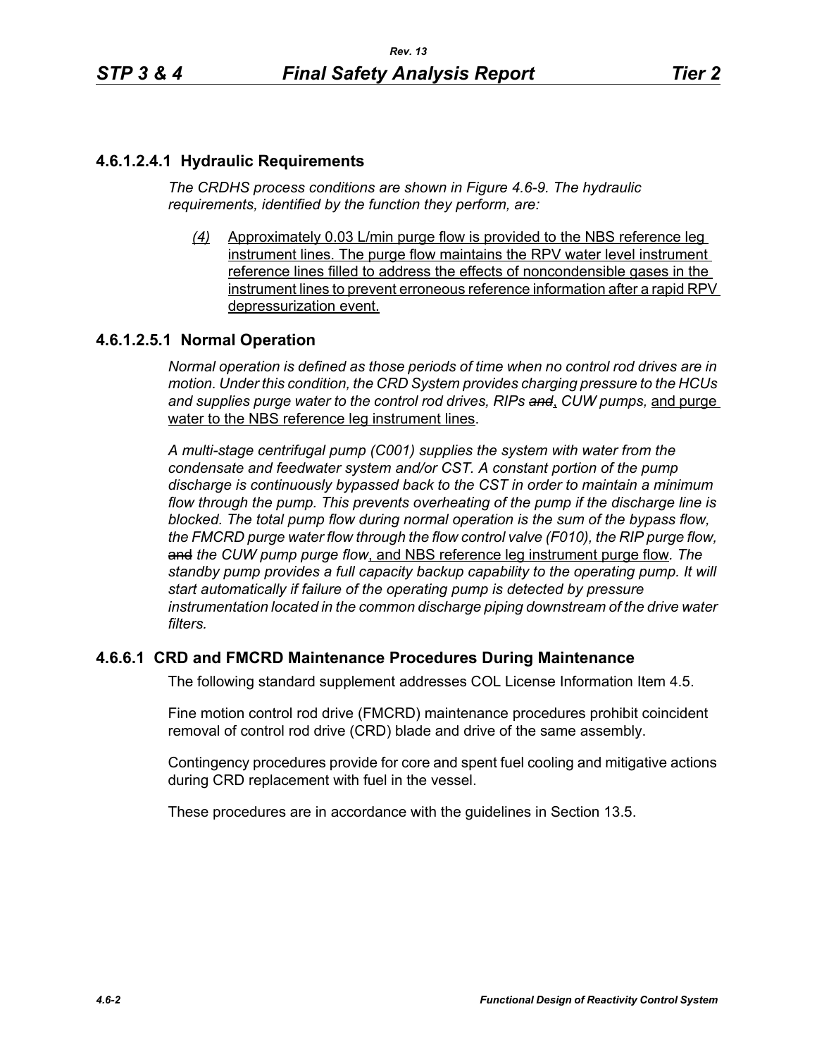### 4.6.1.2.4.1 Hydraulic Requirements

*The CRDHS process conditions are shown in Figure 4.6-9. The hydraulic requirements, identified by the function they perform, are:*

*(4)* Approximately 0.03 L/min purge flow is provided to the NBS reference leg instrument lines. The purge flow maintains the RPV water level instrument reference lines filled to address the effects of noncondensible gases in the instrument lines to prevent erroneous reference information after a rapid RPV depressurization event.

### 4.6.1.2.5.1 Normal Operation

*Normal operation is defined as those periods of time when no control rod drives are in motion. Under this condition, the CRD System provides charging pressure to the HCUs and supplies purge water to the control rod drives, RIPs ~~and~~, CUW pumps,* and purge water to the NBS reference leg instrument lines.

*A multi-stage centrifugal pump (C001) supplies the system with water from the condensate and feedwater system and/or CST. A constant portion of the pump discharge is continuously bypassed back to the CST in order to maintain a minimum flow through the pump. This prevents overheating of the pump if the discharge line is blocked. The total pump flow during normal operation is the sum of the bypass flow, the FMCRD purge water flow through the flow control valve (F010), the RIP purge flow,* ~~and~~ *the CUW pump purge flow*, and NBS reference leg instrument purge flow*. The standby pump provides a full capacity backup capability to the operating pump. It will start automatically if failure of the operating pump is detected by pressure instrumentation located in the common discharge piping downstream of the drive water filters.*

### 4.6.6.1 CRD and FMCRD Maintenance Procedures During Maintenance

The following standard supplement addresses COL License Information Item 4.5.

Fine motion control rod drive (FMCRD) maintenance procedures prohibit coincident removal of control rod drive (CRD) blade and drive of the same assembly.

Contingency procedures provide for core and spent fuel cooling and mitigative actions during CRD replacement with fuel in the vessel.

These procedures are in accordance with the guidelines in Section 13.5.